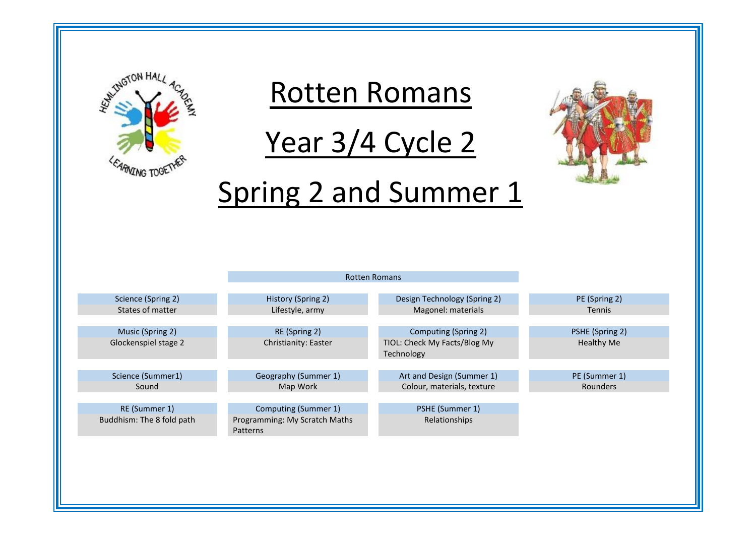# Rotten Romans

# Year 3/4 Cycle 2

# Spring 2 and Summer 1

**Rotten Romans**

| | | | |
|---|---|---|---|
| Science (Spring 2)<br>States of matter | History (Spring 2)<br>Lifestyle, army | Design Technology (Spring 2)<br>Magonel: materials | PE (Spring 2)<br>Tennis |
| Music (Spring 2)<br>Glockenspiel stage 2 | RE (Spring 2)<br>Christianity: Easter | Computing (Spring 2)<br>TIOL: Check My Facts/Blog My Technology | PSHE (Spring 2)<br>Healthy Me |
| Science (Summer1)<br>Sound | Geography (Summer 1)<br>Map Work | Art and Design (Summer 1)<br>Colour, materials, texture | PE (Summer 1)<br>Rounders |
| RE (Summer 1)<br>Buddhism: The 8 fold path | Computing (Summer 1)<br>Programming: My Scratch Maths Patterns | PSHE (Summer 1)<br>Relationships | |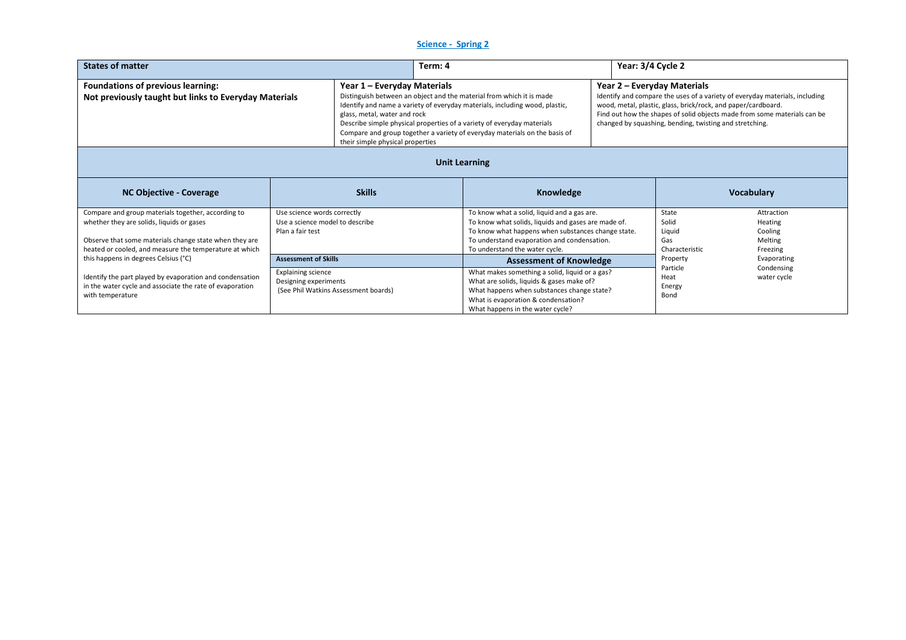## Science - Spring 2

| States of matter | Term: 4 | Year: 3/4 Cycle 2 |
|---|---|---|
| **Foundations of previous learning:**<br>**Not previously taught but links to Everyday Materials** | **Year 1 – Everyday Materials**<br>Distinguish between an object and the material from which it is made<br>Identify and name a variety of everyday materials, including wood, plastic, glass, metal, water and rock<br>Describe simple physical properties of a variety of everyday materials<br>Compare and group together a variety of everyday materials on the basis of their simple physical properties | **Year 2 – Everyday Materials**<br>Identify and compare the uses of a variety of everyday materials, including wood, metal, plastic, glass, brick/rock, and paper/cardboard.<br>Find out how the shapes of solid objects made from some materials can be changed by squashing, bending, twisting and stretching. |

### Unit Learning

| NC Objective - Coverage | Skills | Knowledge | Vocabulary | |
|---|---|---|---|---|
| Compare and group materials together, according to whether they are solids, liquids or gases<br><br>Observe that some materials change state when they are heated or cooled, and measure the temperature at which this happens in degrees Celsius (°C)<br><br>Identify the part played by evaporation and condensation in the water cycle and associate the rate of evaporation with temperature | Use science words correctly<br>Use a science model to describe<br>Plan a fair test<br><br>**Assessment of Skills**<br><br>Explaining science<br>Designing experiments<br>(See Phil Watkins Assessment boards) | To know what a solid, liquid and a gas are.<br>To know what solids, liquids and gases are made of.<br>To know what happens when substances change state.<br>To understand evaporation and condensation.<br>To understand the water cycle.<br><br>**Assessment of Knowledge**<br><br>What makes something a solid, liquid or a gas?<br>What are solids, liquids & gases make of?<br>What happens when substances change state?<br>What is evaporation & condensation?<br>What happens in the water cycle? | State<br>Solid<br>Liquid<br>Gas<br>Characteristic<br>Property<br>Particle<br>Heat<br>Energy<br>Bond | Attraction<br>Heating<br>Cooling<br>Melting<br>Freezing<br>Evaporating<br>Condensing<br>water cycle |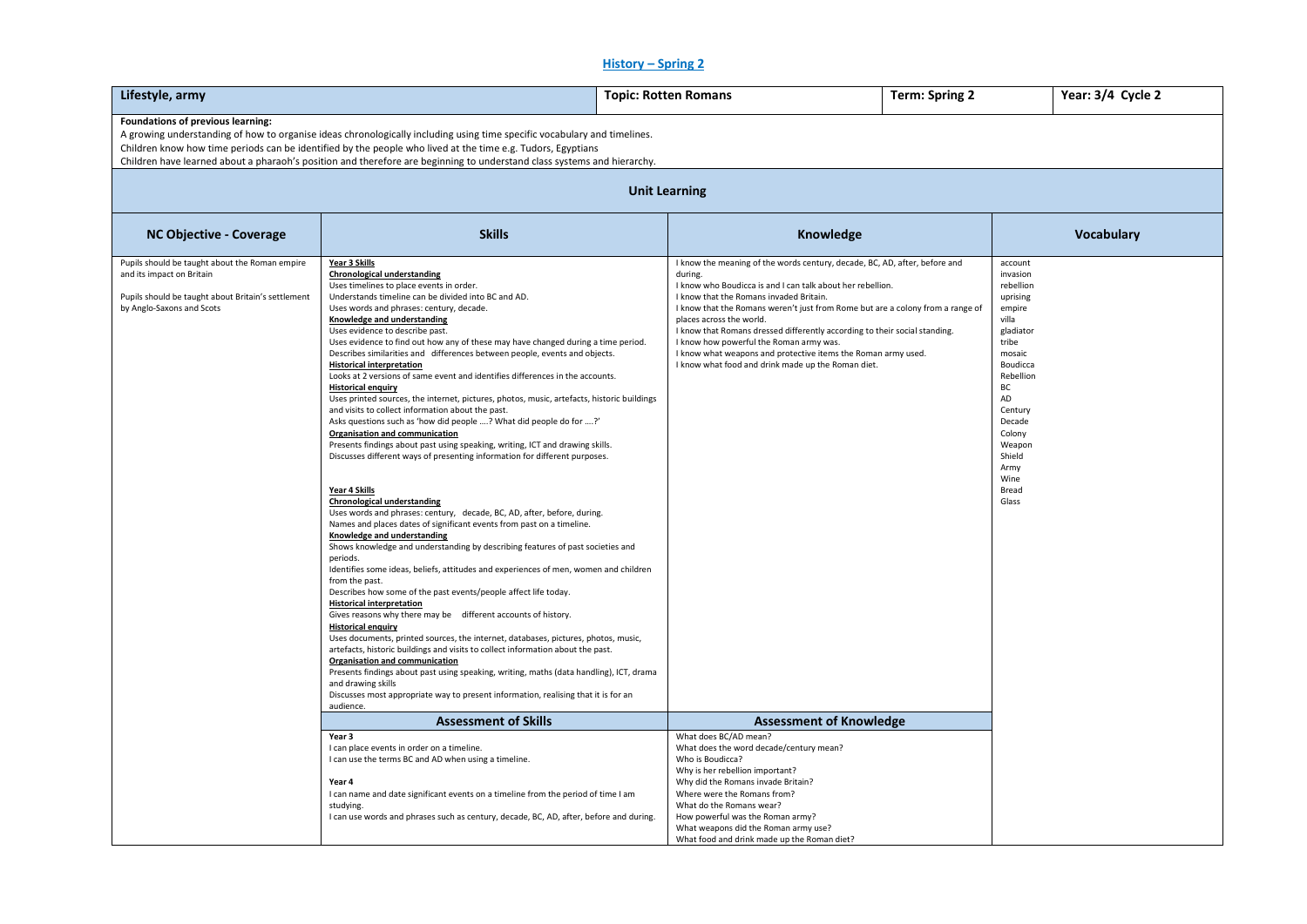## History – Spring 2

| Lifestyle, army | Topic: Rotten Romans | Term: Spring 2 | Year: 3/4 Cycle 2 |
|---|---|---|---|

**Foundations of previous learning:**
A growing understanding of how to organise ideas chronologically including using time specific vocabulary and timelines.
Children know how time periods can be identified by the people who lived at the time e.g. Tudors, Egyptians
Children have learned about a pharaoh's position and therefore are beginning to understand class systems and hierarchy.

### Unit Learning

| NC Objective - Coverage | Skills | Knowledge | Vocabulary |
|---|---|---|---|
| Pupils should be taught about the Roman empire and its impact on Britain<br><br>Pupils should be taught about Britain's settlement by Anglo-Saxons and Scots | **Year 3 Skills**<br>**Chronological understanding**<br>Uses timelines to place events in order.<br>Understands timeline can be divided into BC and AD.<br>Uses words and phrases: century, decade.<br>**Knowledge and understanding**<br>Uses evidence to describe past.<br>Uses evidence to find out how any of these may have changed during a time period.<br>Describes similarities and differences between people, events and objects.<br>**Historical interpretation**<br>Looks at 2 versions of same event and identifies differences in the accounts.<br>**Historical enquiry**<br>Uses printed sources, the internet, pictures, photos, music, artefacts, historic buildings and visits to collect information about the past.<br>Asks questions such as 'how did people ….? What did people do for ….?'<br>**Organisation and communication**<br>Presents findings about past using speaking, writing, ICT and drawing skills.<br>Discusses different ways of presenting information for different purposes.<br><br>**Year 4 Skills**<br>**Chronological understanding**<br>Uses words and phrases: century, decade, BC, AD, after, before, during.<br>Names and places dates of significant events from past on a timeline.<br>**Knowledge and understanding**<br>Shows knowledge and understanding by describing features of past societies and periods.<br>Identifies some ideas, beliefs, attitudes and experiences of men, women and children from the past.<br>Describes how some of the past events/people affect life today.<br>**Historical interpretation**<br>Gives reasons why there may be different accounts of history.<br>**Historical enquiry**<br>Uses documents, printed sources, the internet, databases, pictures, photos, music, artefacts, historic buildings and visits to collect information about the past.<br>**Organisation and communication**<br>Presents findings about past using speaking, writing, maths (data handling), ICT, drama and drawing skills<br>Discusses most appropriate way to present information, realising that it is for an audience. | I know the meaning of the words century, decade, BC, AD, after, before and during.<br>I know who Boudicca is and I can talk about her rebellion.<br>I know that the Romans invaded Britain.<br>I know that the Romans weren't just from Rome but are a colony from a range of places across the world.<br>I know that Romans dressed differently according to their social standing.<br>I know how powerful the Roman army was.<br>I know what weapons and protective items the Roman army used.<br>I know what food and drink made up the Roman diet. | account<br>invasion<br>rebellion<br>uprising<br>empire<br>villa<br>gladiator<br>tribe<br>mosaic<br>Boudicca<br>Rebellion<br>BC<br>AD<br>Century<br>Decade<br>Colony<br>Weapon<br>Shield<br>Army<br>Wine<br>Bread<br>Glass |
| | **Assessment of Skills** | **Assessment of Knowledge** | |
| | **Year 3**<br>I can place events in order on a timeline.<br>I can use the terms BC and AD when using a timeline.<br><br>**Year 4**<br>I can name and date significant events on a timeline from the period of time I am studying.<br>I can use words and phrases such as century, decade, BC, AD, after, before and during. | What does BC/AD mean?<br>What does the word decade/century mean?<br>Who is Boudicca?<br>Why is her rebellion important?<br>Why did the Romans invade Britain?<br>Where were the Romans from?<br>What do the Romans wear?<br>How powerful was the Roman army?<br>What weapons did the Roman army use?<br>What food and drink made up the Roman diet? | |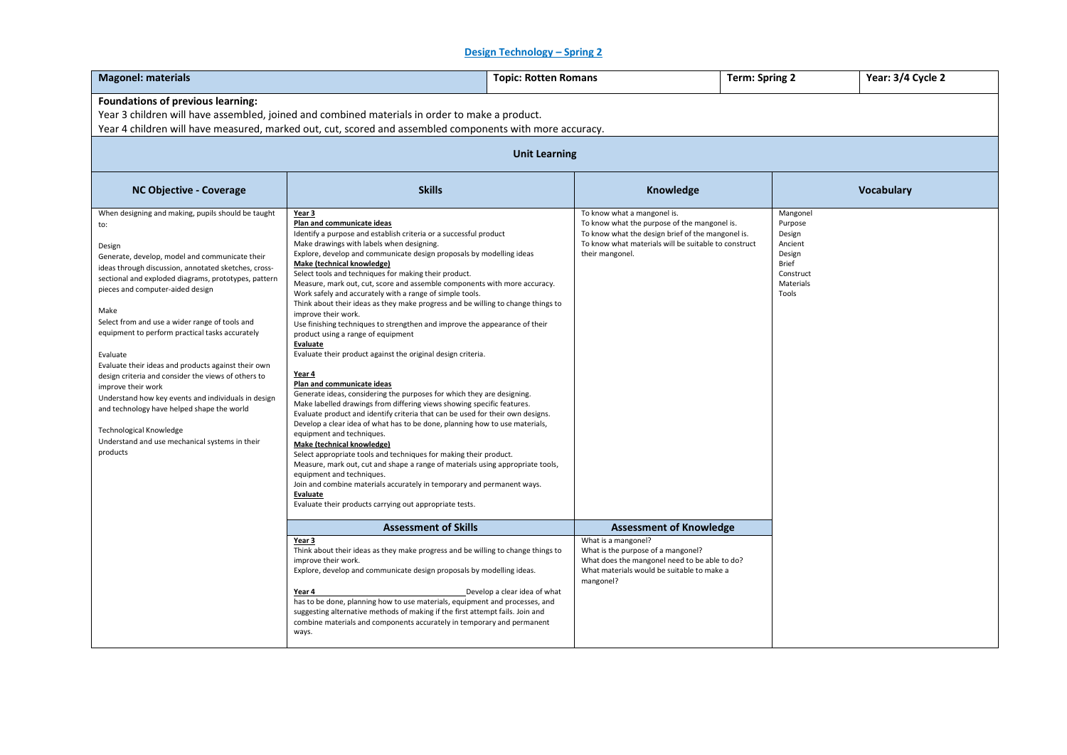## Design Technology – Spring 2

| Magonel: materials | Topic: Rotten Romans | Term: Spring 2 | Year: 3/4 Cycle 2 |
|---|---|---|---|

**Foundations of previous learning:**

Year 3 children will have assembled, joined and combined materials in order to make a product.

Year 4 children will have measured, marked out, cut, scored and assembled components with more accuracy.

### Unit Learning

| NC Objective - Coverage | Skills | Knowledge | Vocabulary |
|---|---|---|---|
| When designing and making, pupils should be taught to:<br><br>Design<br>Generate, develop, model and communicate their ideas through discussion, annotated sketches, cross-sectional and exploded diagrams, prototypes, pattern pieces and computer-aided design<br><br>Make<br>Select from and use a wider range of tools and equipment to perform practical tasks accurately<br><br>Evaluate<br>Evaluate their ideas and products against their own design criteria and consider the views of others to improve their work<br>Understand how key events and individuals in design and technology have helped shape the world<br><br>Technological Knowledge<br>Understand and use mechanical systems in their products | **Year 3**<br>**Plan and communicate ideas**<br>Identify a purpose and establish criteria or a successful product<br>Make drawings with labels when designing.<br>Explore, develop and communicate design proposals by modelling ideas<br>**Make (technical knowledge)**<br>Select tools and techniques for making their product.<br>Measure, mark out, cut, score and assemble components with more accuracy.<br>Work safely and accurately with a range of simple tools.<br>Think about their ideas as they make progress and be willing to change things to improve their work.<br>Use finishing techniques to strengthen and improve the appearance of their product using a range of equipment<br>**Evaluate**<br>Evaluate their product against the original design criteria.<br><br>**Year 4**<br>**Plan and communicate ideas**<br>Generate ideas, considering the purposes for which they are designing.<br>Make labelled drawings from differing views showing specific features.<br>Evaluate product and identify criteria that can be used for their own designs.<br>Develop a clear idea of what has to be done, planning how to use materials, equipment and techniques.<br>**Make (technical knowledge)**<br>Select appropriate tools and techniques for making their product.<br>Measure, mark out, cut and shape a range of materials using appropriate tools, equipment and techniques.<br>Join and combine materials accurately in temporary and permanent ways.<br>**Evaluate**<br>Evaluate their products carrying out appropriate tests. | To know what a mangonel is.<br>To know what the purpose of the mangonel is.<br>To know what the design brief of the mangonel is.<br>To know what materials will be suitable to construct their mangonel. | Mangonel<br>Purpose<br>Design<br>Ancient<br>Design<br>Brief<br>Construct<br>Materials<br>Tools |
| | **Assessment of Skills** | **Assessment of Knowledge** | |
| | **Year 3**<br>Think about their ideas as they make progress and be willing to change things to improve their work.<br>Explore, develop and communicate design proposals by modelling ideas.<br><br>**Year 4** Develop a clear idea of what has to be done, planning how to use materials, equipment and processes, and suggesting alternative methods of making if the first attempt fails. Join and combine materials and components accurately in temporary and permanent ways. | What is a mangonel?<br>What is the purpose of a mangonel?<br>What does the mangonel need to be able to do?<br>What materials would be suitable to make a mangonel? | |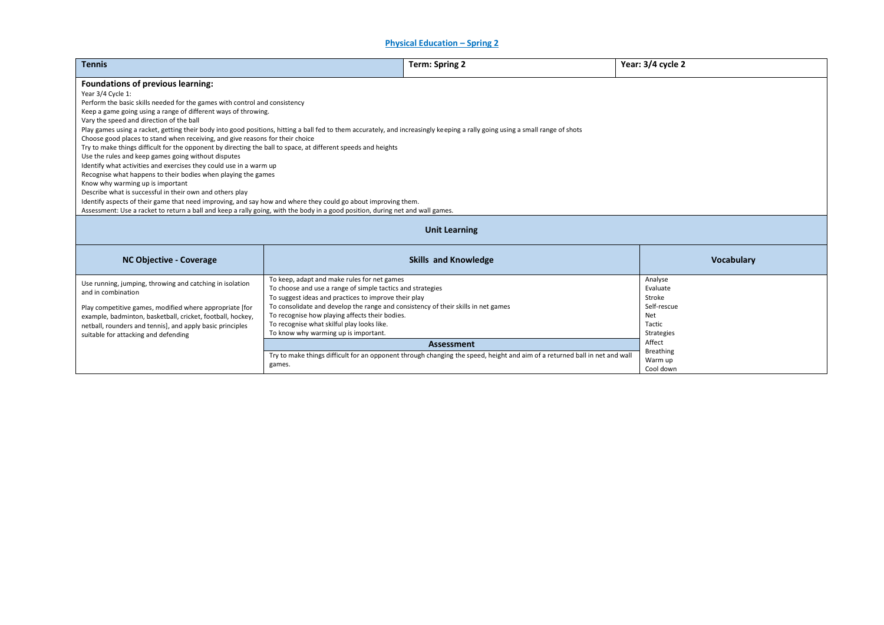# Physical Education – Spring 2

| Tennis | Term: Spring 2 | Year: 3/4 cycle 2 |
|---|---|---|

**Foundations of previous learning:**

Year 3/4 Cycle 1:
Perform the basic skills needed for the games with control and consistency
Keep a game going using a range of different ways of throwing.
Vary the speed and direction of the ball
Play games using a racket, getting their body into good positions, hitting a ball fed to them accurately, and increasingly keeping a rally going using a small range of shots
Choose good places to stand when receiving, and give reasons for their choice
Try to make things difficult for the opponent by directing the ball to space, at different speeds and heights
Use the rules and keep games going without disputes
Identify what activities and exercises they could use in a warm up
Recognise what happens to their bodies when playing the games
Know why warming up is important
Describe what is successful in their own and others play
Identify aspects of their game that need improving, and say how and where they could go about improving them.
Assessment: Use a racket to return a ball and keep a rally going, with the body in a good position, during net and wall games.

## Unit Learning

| NC Objective - Coverage | Skills and Knowledge | Vocabulary |
|---|---|---|
| Use running, jumping, throwing and catching in isolation and in combination<br><br>Play competitive games, modified where appropriate [for example, badminton, basketball, cricket, football, hockey, netball, rounders and tennis], and apply basic principles suitable for attacking and defending | To keep, adapt and make rules for net games<br>To choose and use a range of simple tactics and strategies<br>To suggest ideas and practices to improve their play<br>To consolidate and develop the range and consistency of their skills in net games<br>To recognise how playing affects their bodies.<br>To recognise what skilful play looks like.<br>To know why warming up is important.<br><br>**Assessment**<br><br>Try to make things difficult for an opponent through changing the speed, height and aim of a returned ball in net and wall games. | Analyse<br>Evaluate<br>Stroke<br>Self-rescue<br>Net<br>Tactic<br>Strategies<br>Affect<br>Breathing<br>Warm up<br>Cool down |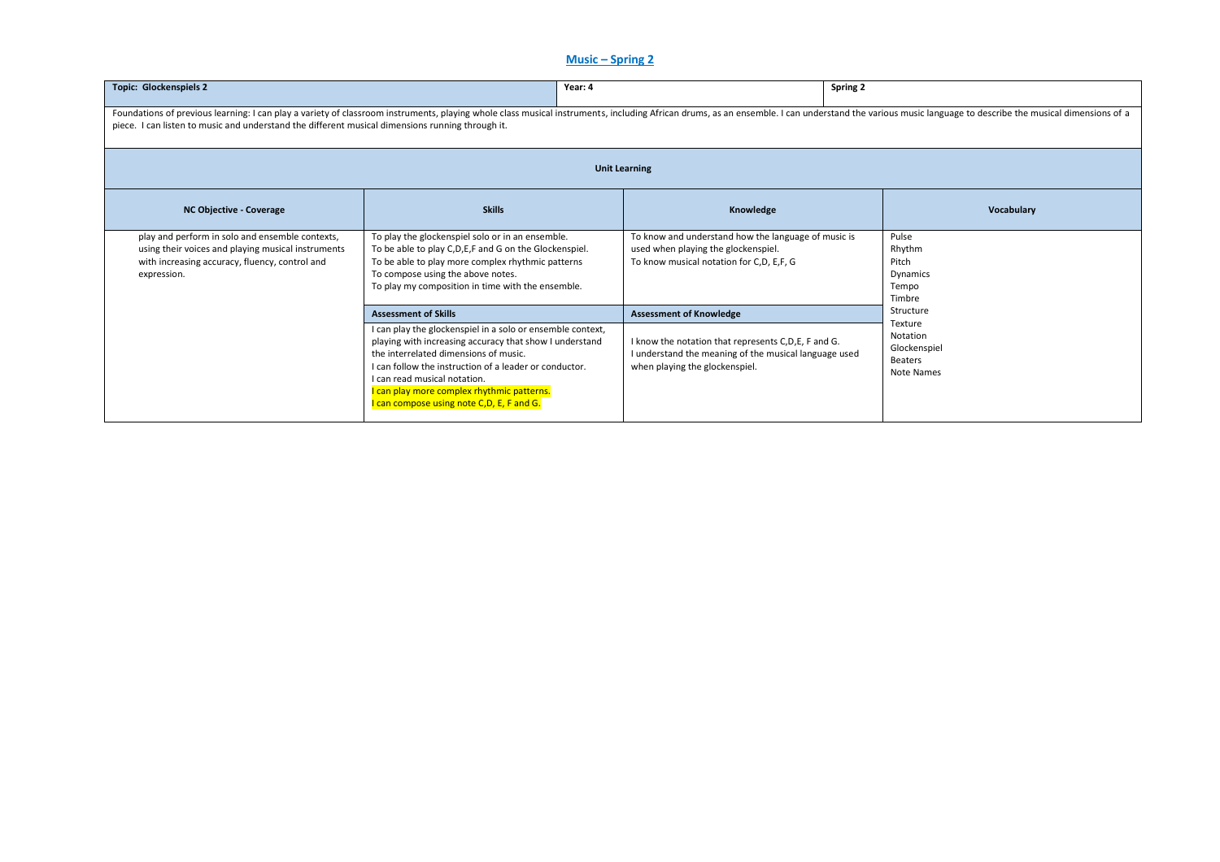# Music – Spring 2

| Topic: Glockenspiels 2 | Year: 4 | Spring 2 |
|---|---|---|

Foundations of previous learning: I can play a variety of classroom instruments, playing whole class musical instruments, including African drums, as an ensemble. I can understand the various music language to describe the musical dimensions of a piece. I can listen to music and understand the different musical dimensions running through it.

**Unit Learning**

| NC Objective - Coverage | Skills | Knowledge | Vocabulary |
|---|---|---|---|
| play and perform in solo and ensemble contexts, using their voices and playing musical instruments with increasing accuracy, fluency, control and expression. | To play the glockenspiel solo or in an ensemble.<br>To be able to play C,D,E,F and G on the Glockenspiel.<br>To be able to play more complex rhythmic patterns<br>To compose using the above notes.<br>To play my composition in time with the ensemble. | To know and understand how the language of music is used when playing the glockenspiel.<br>To know musical notation for C,D, E,F, G | Pulse<br>Rhythm<br>Pitch<br>Dynamics<br>Tempo<br>Timbre<br>Structure<br>Texture<br>Notation<br>Glockenspiel<br>Beaters<br>Note Names |
| | **Assessment of Skills** | **Assessment of Knowledge** | |
| | I can play the glockenspiel in a solo or ensemble context, playing with increasing accuracy that show I understand the interrelated dimensions of music.<br>I can follow the instruction of a leader or conductor.<br>I can read musical notation.<br>I can play more complex rhythmic patterns.<br>I can compose using note C,D, E, F and G. | I know the notation that represents C,D,E, F and G.<br>I understand the meaning of the musical language used when playing the glockenspiel. | |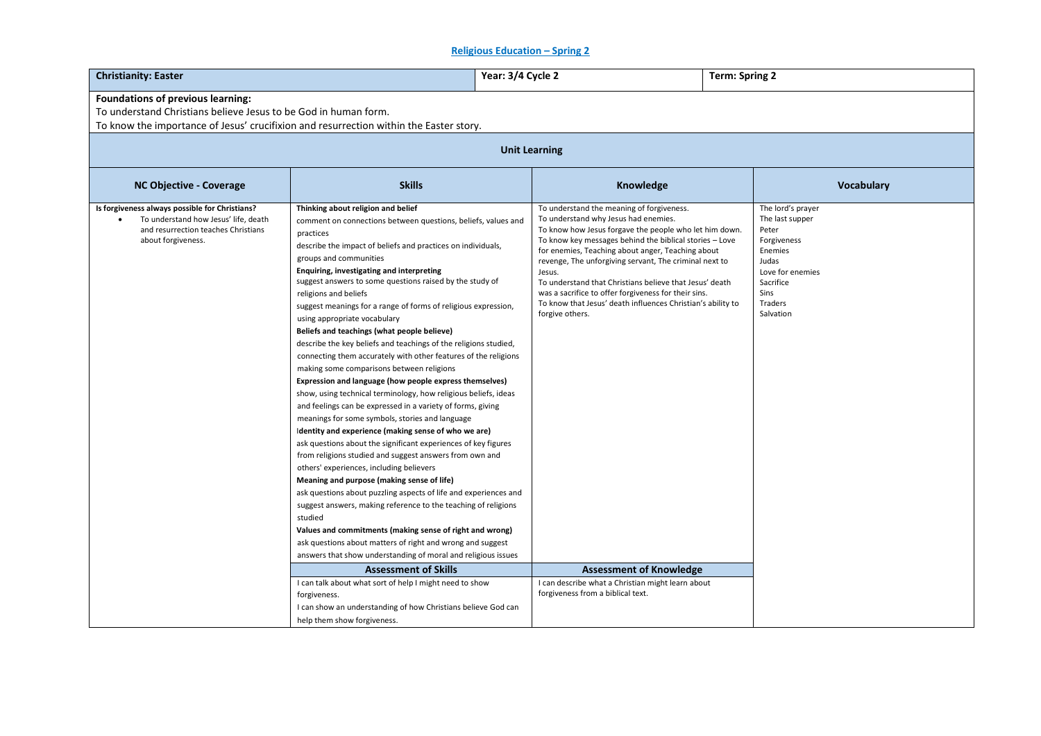# Religious Education – Spring 2

| Christianity: Easter | Year: 3/4 Cycle 2 | Term: Spring 2 |
|---|---|---|

**Foundations of previous learning:**
To understand Christians believe Jesus to be God in human form.
To know the importance of Jesus' crucifixion and resurrection within the Easter story.

**Unit Learning**

| NC Objective - Coverage | Skills | Knowledge | Vocabulary |
|---|---|---|---|
| **Is forgiveness always possible for Christians?**<br>• To understand how Jesus' life, death and resurrection teaches Christians about forgiveness. | **Thinking about religion and belief**<br>comment on connections between questions, beliefs, values and practices<br>describe the impact of beliefs and practices on individuals, groups and communities<br>**Enquiring, investigating and interpreting**<br>suggest answers to some questions raised by the study of religions and beliefs<br>suggest meanings for a range of forms of religious expression, using appropriate vocabulary<br>**Beliefs and teachings (what people believe)**<br>describe the key beliefs and teachings of the religions studied, connecting them accurately with other features of the religions making some comparisons between religions<br>**Expression and language (how people express themselves)**<br>show, using technical terminology, how religious beliefs, ideas and feelings can be expressed in a variety of forms, giving meanings for some symbols, stories and language<br>**Identity and experience (making sense of who we are)**<br>ask questions about the significant experiences of key figures from religions studied and suggest answers from own and others' experiences, including believers<br>**Meaning and purpose (making sense of life)**<br>ask questions about puzzling aspects of life and experiences and suggest answers, making reference to the teaching of religions studied<br>**Values and commitments (making sense of right and wrong)**<br>ask questions about matters of right and wrong and suggest answers that show understanding of moral and religious issues | To understand the meaning of forgiveness.<br>To understand why Jesus had enemies.<br>To know how Jesus forgave the people who let him down.<br>To know key messages behind the biblical stories – Love for enemies, Teaching about anger, Teaching about revenge, The unforgiving servant, The criminal next to Jesus.<br>To understand that Christians believe that Jesus' death was a sacrifice to offer forgiveness for their sins.<br>To know that Jesus' death influences Christian's ability to forgive others. | The lord's prayer<br>The last supper<br>Peter<br>Forgiveness<br>Enemies<br>Judas<br>Love for enemies<br>Sacrifice<br>Sins<br>Traders<br>Salvation |
| | **Assessment of Skills** | **Assessment of Knowledge** | |
| | I can talk about what sort of help I might need to show forgiveness.<br>I can show an understanding of how Christians believe God can help them show forgiveness. | I can describe what a Christian might learn about forgiveness from a biblical text. | |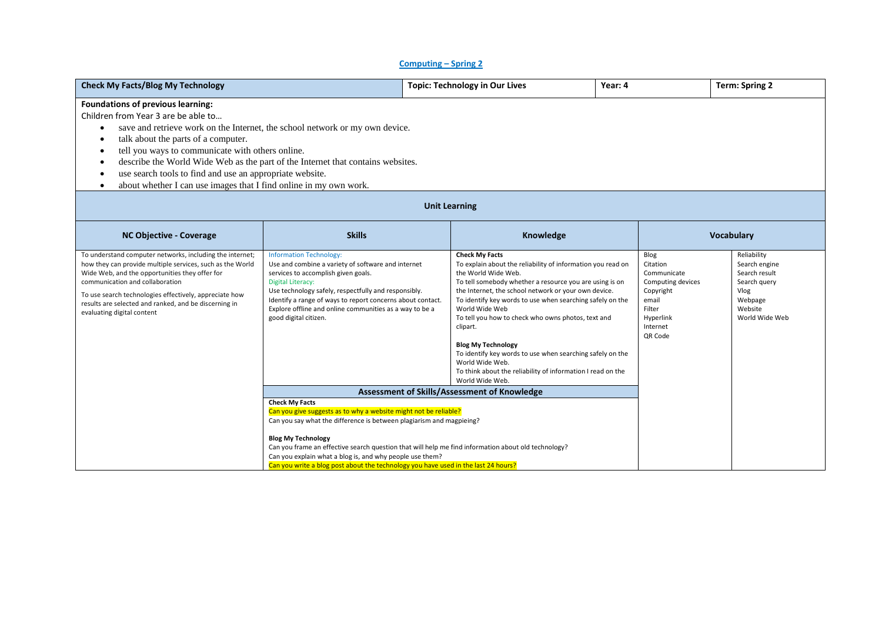## Computing – Spring 2

| Check My Facts/Blog My Technology | Topic: Technology in Our Lives | Year: 4 | Term: Spring 2 |
|---|---|---|---|

**Foundations of previous learning:**

Children from Year 3 are be able to…

- save and retrieve work on the Internet, the school network or my own device.
- talk about the parts of a computer.
- tell you ways to communicate with others online.
- describe the World Wide Web as the part of the Internet that contains websites.
- use search tools to find and use an appropriate website.
- about whether I can use images that I find online in my own work.

### Unit Learning

| NC Objective - Coverage | Skills | Knowledge | Vocabulary | |
|---|---|---|---|---|
| To understand computer networks, including the internet; how they can provide multiple services, such as the World Wide Web, and the opportunities they offer for communication and collaboration<br><br>To use search technologies effectively, appreciate how results are selected and ranked, and be discerning in evaluating digital content | Information Technology:<br>Use and combine a variety of software and internet services to accomplish given goals.<br>Digital Literacy:<br>Use technology safely, respectfully and responsibly.<br>Identify a range of ways to report concerns about contact.<br>Explore offline and online communities as a way to be a good digital citizen. | **Check My Facts**<br>To explain about the reliability of information you read on the World Wide Web.<br>To tell somebody whether a resource you are using is on the Internet, the school network or your own device.<br>To identify key words to use when searching safely on the World Wide Web<br>To tell you how to check who owns photos, text and clipart.<br><br>**Blog My Technology**<br>To identify key words to use when searching safely on the World Wide Web.<br>To think about the reliability of information I read on the World Wide Web. | Blog<br>Citation<br>Communicate<br>Computing devices<br>Copyright<br>email<br>Filter<br>Hyperlink<br>Internet<br>QR Code | Reliability<br>Search engine<br>Search result<br>Search query<br>Vlog<br>Webpage<br>Website<br>World Wide Web |
| | **Assessment of Skills/Assessment of Knowledge** | | | |
| | **Check My Facts**<br>Can you give suggests as to why a website might not be reliable?<br>Can you say what the difference is between plagiarism and magpieing?<br><br>**Blog My Technology**<br>Can you frame an effective search question that will help me find information about old technology?<br>Can you explain what a blog is, and why people use them?<br>Can you write a blog post about the technology you have used in the last 24 hours? | | | |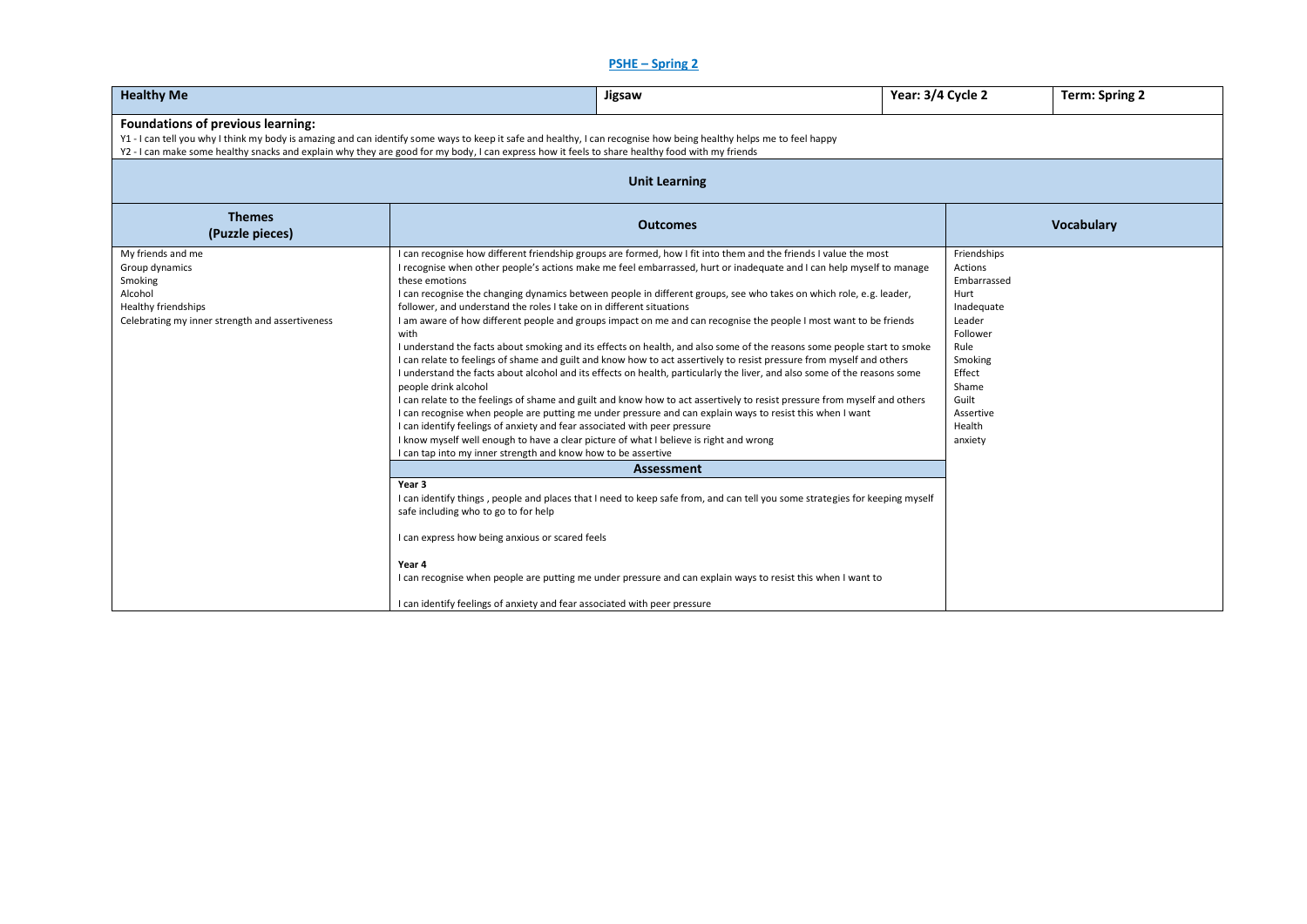## PSHE – Spring 2

| **Healthy Me** | **Jigsaw** | **Year: 3/4 Cycle 2** | **Term: Spring 2** |
|---|---|---|---|

**Foundations of previous learning:**

Y1 - I can tell you why I think my body is amazing and can identify some ways to keep it safe and healthy, I can recognise how being healthy helps me to feel happy

Y2 - I can make some healthy snacks and explain why they are good for my body, I can express how it feels to share healthy food with my friends

**Unit Learning**

| **Themes (Puzzle pieces)** | **Outcomes** | **Vocabulary** |
|---|---|---|
| My friends and me<br>Group dynamics<br>Smoking<br>Alcohol<br>Healthy friendships<br>Celebrating my inner strength and assertiveness | I can recognise how different friendship groups are formed, how I fit into them and the friends I value the most<br>I recognise when other people's actions make me feel embarrassed, hurt or inadequate and I can help myself to manage these emotions<br>I can recognise the changing dynamics between people in different groups, see who takes on which role, e.g. leader, follower, and understand the roles I take on in different situations<br>I am aware of how different people and groups impact on me and can recognise the people I most want to be friends with<br>I understand the facts about smoking and its effects on health, and also some of the reasons some people start to smoke<br>I can relate to feelings of shame and guilt and know how to act assertively to resist pressure from myself and others<br>I understand the facts about alcohol and its effects on health, particularly the liver, and also some of the reasons some people drink alcohol<br>I can relate to the feelings of shame and guilt and know how to act assertively to resist pressure from myself and others<br>I can recognise when people are putting me under pressure and can explain ways to resist this when I want<br>I can identify feelings of anxiety and fear associated with peer pressure<br>I know myself well enough to have a clear picture of what I believe is right and wrong<br>I can tap into my inner strength and know how to be assertive | Friendships<br>Actions<br>Embarrassed<br>Hurt<br>Inadequate<br>Leader<br>Follower<br>Rule<br>Smoking<br>Effect<br>Shame<br>Guilt<br>Assertive<br>Health<br>anxiety |
| | **Assessment** | |
| | **Year 3**<br>I can identify things , people and places that I need to keep safe from, and can tell you some strategies for keeping myself safe including who to go to for help<br><br>I can express how being anxious or scared feels<br><br>**Year 4**<br>I can recognise when people are putting me under pressure and can explain ways to resist this when I want to<br><br>I can identify feelings of anxiety and fear associated with peer pressure | |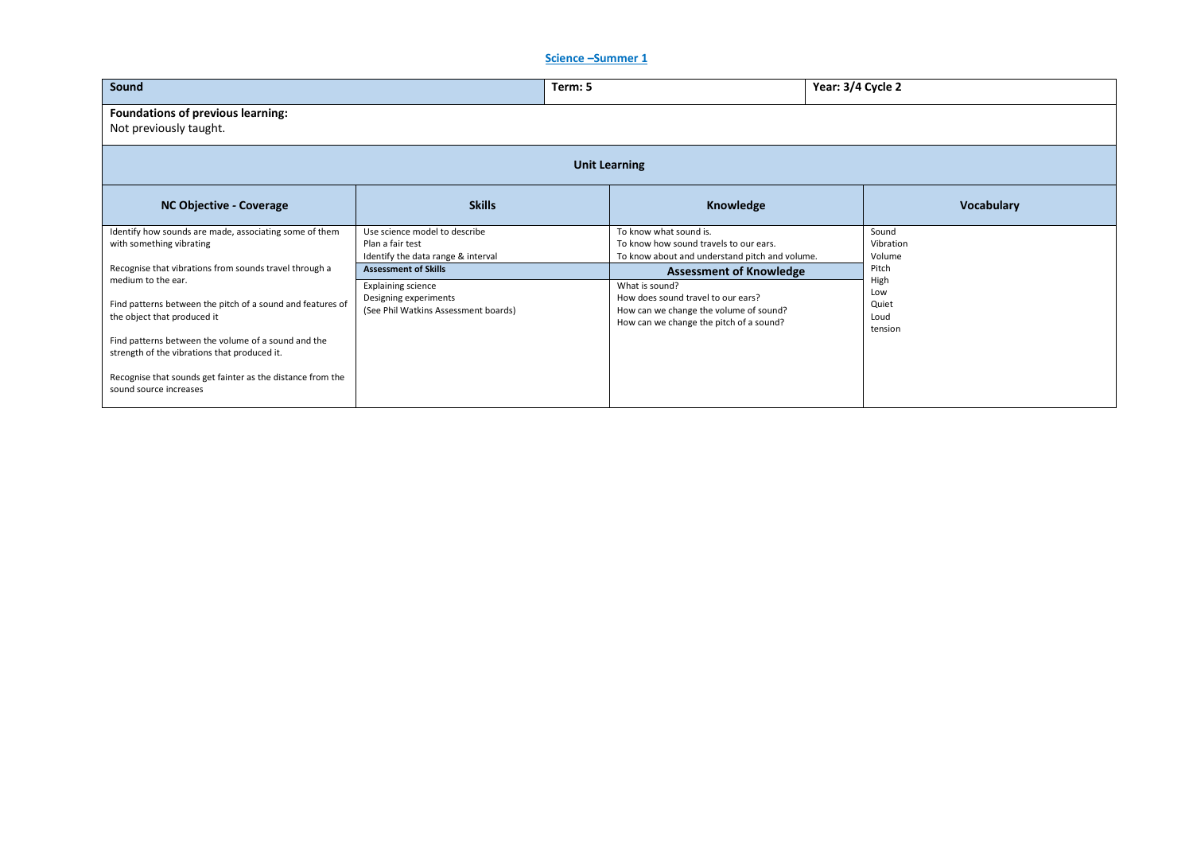## Science –Summer 1

| Sound | Term: 5 | Year: 3/4 Cycle 2 | |
|---|---|---|---|
| **Foundations of previous learning:**<br>Not previously taught. | | | |
| **Unit Learning** | | | |
| **NC Objective - Coverage** | **Skills** | **Knowledge** | **Vocabulary** |
| Identify how sounds are made, associating some of them with something vibrating<br><br>Recognise that vibrations from sounds travel through a medium to the ear.<br><br>Find patterns between the pitch of a sound and features of the object that produced it<br><br>Find patterns between the volume of a sound and the strength of the vibrations that produced it.<br><br>Recognise that sounds get fainter as the distance from the sound source increases | Use science model to describe<br>Plan a fair test<br>Identify the data range & interval<br>**Assessment of Skills**<br>Explaining science<br>Designing experiments<br>(See Phil Watkins Assessment boards) | To know what sound is.<br>To know how sound travels to our ears.<br>To know about and understand pitch and volume.<br>**Assessment of Knowledge**<br>What is sound?<br>How does sound travel to our ears?<br>How can we change the volume of sound?<br>How can we change the pitch of a sound? | Sound<br>Vibration<br>Volume<br>Pitch<br>High<br>Low<br>Quiet<br>Loud<br>tension |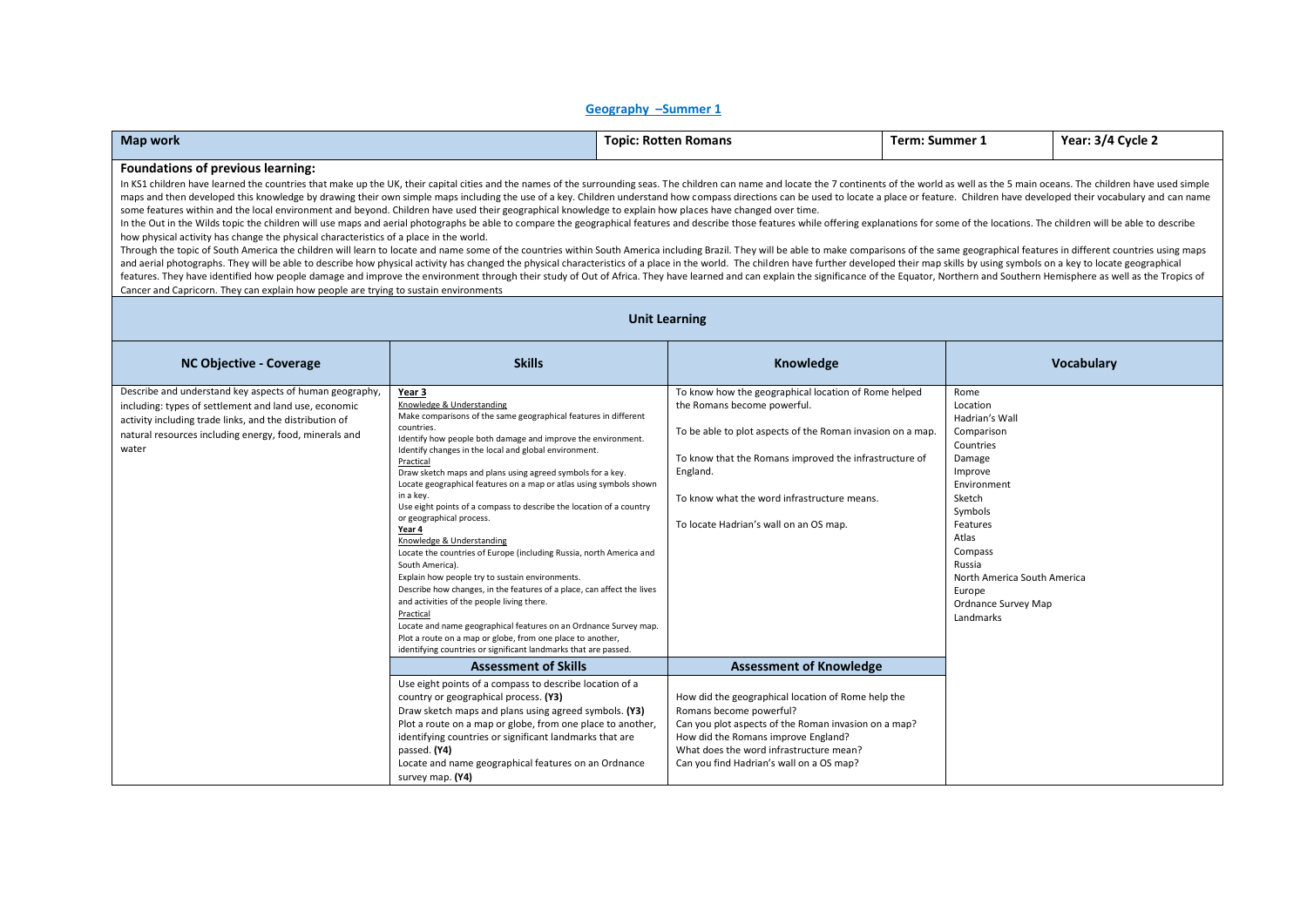# Geography –Summer 1

| Map work | Topic: Rotten Romans | Term: Summer 1 | Year: 3/4 Cycle 2 |
|---|---|---|---|

**Foundations of previous learning:**

In KS1 children have learned the countries that make up the UK, their capital cities and the names of the surrounding seas. The children can name and locate the 7 continents of the world as well as the 5 main oceans. The children have used simple maps and then developed this knowledge by drawing their own simple maps including the use of a key. Children understand how compass directions can be used to locate a place or feature. Children have developed their vocabulary and can name some features within and the local environment and beyond. Children have used their geographical knowledge to explain how places have changed over time.

In the Out in the Wilds topic the children will use maps and aerial photographs be able to compare the geographical features and describe those features while offering explanations for some of the locations. The children will be able to describe how physical activity has change the physical characteristics of a place in the world.

Through the topic of South America the children will learn to locate and name some of the countries within South America including Brazil. They will be able to make comparisons of the same geographical features in different countries using maps and aerial photographs. They will be able to describe how physical activity has changed the physical characteristics of a place in the world. The children have further developed their map skills by using symbols on a key to locate geographical features. They have identified how people damage and improve the environment through their study of Out of Africa. They have learned and can explain the significance of the Equator, Northern and Southern Hemisphere as well as the Tropics of Cancer and Capricorn. They can explain how people are trying to sustain environments

## Unit Learning

| NC Objective - Coverage | Skills | Knowledge | Vocabulary |
|---|---|---|---|
| Describe and understand key aspects of human geography, including: types of settlement and land use, economic activity including trade links, and the distribution of natural resources including energy, food, minerals and water | **Year 3**<br>Knowledge & Understanding<br>Make comparisons of the same geographical features in different countries.<br>Identify how people both damage and improve the environment.<br>Identify changes in the local and global environment.<br>Practical<br>Draw sketch maps and plans using agreed symbols for a key.<br>Locate geographical features on a map or atlas using symbols shown in a key.<br>Use eight points of a compass to describe the location of a country or geographical process.<br>**Year 4**<br>Knowledge & Understanding<br>Locate the countries of Europe (including Russia, north America and South America).<br>Explain how people try to sustain environments.<br>Describe how changes, in the features of a place, can affect the lives and activities of the people living there.<br>Practical<br>Locate and name geographical features on an Ordnance Survey map.<br>Plot a route on a map or globe, from one place to another, identifying countries or significant landmarks that are passed. | To know how the geographical location of Rome helped the Romans become powerful.<br><br>To be able to plot aspects of the Roman invasion on a map.<br><br>To know that the Romans improved the infrastructure of England.<br><br>To know what the word infrastructure means.<br><br>To locate Hadrian's wall on an OS map. | Rome<br>Location<br>Hadrian's Wall<br>Comparison<br>Countries<br>Damage<br>Improve<br>Environment<br>Sketch<br>Symbols<br>Features<br>Atlas<br>Compass<br>Russia<br>North America South America<br>Europe<br>Ordnance Survey Map<br>Landmarks |
| | **Assessment of Skills** | **Assessment of Knowledge** | |
| | Use eight points of a compass to describe location of a country or geographical process. **(Y3)**<br>Draw sketch maps and plans using agreed symbols. **(Y3)**<br>Plot a route on a map or globe, from one place to another, identifying countries or significant landmarks that are passed. **(Y4)**<br>Locate and name geographical features on an Ordnance survey map. **(Y4)** | How did the geographical location of Rome help the Romans become powerful?<br>Can you plot aspects of the Roman invasion on a map?<br>How did the Romans improve England?<br>What does the word infrastructure mean?<br>Can you find Hadrian's wall on a OS map? | |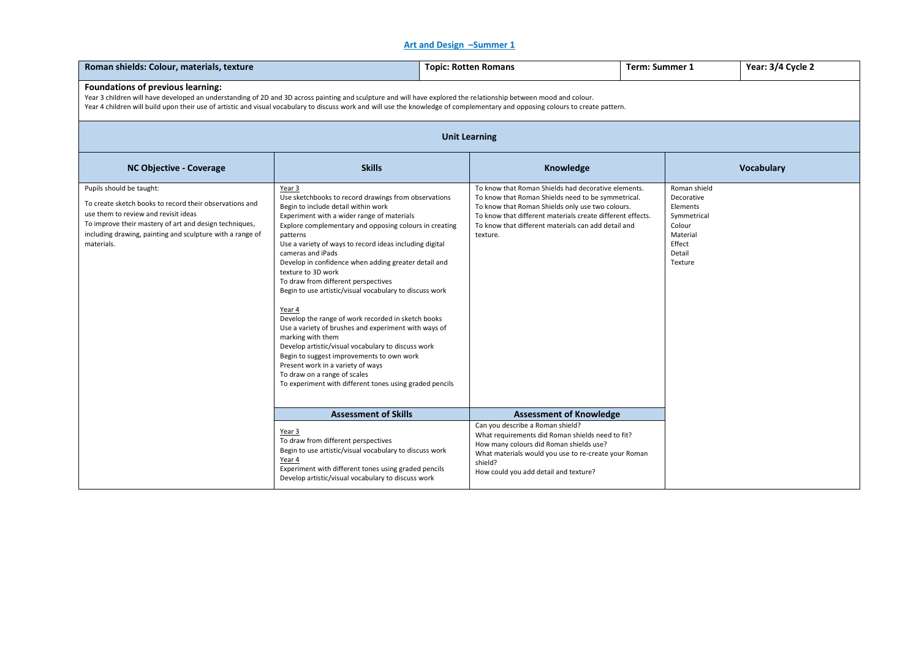# Art and Design –Summer 1

| Roman shields: Colour, materials, texture | Topic: Rotten Romans | Term: Summer 1 | Year: 3/4 Cycle 2 |
|---|---|---|---|

**Foundations of previous learning:**

Year 3 children will have developed an understanding of 2D and 3D across painting and sculpture and will have explored the relationship between mood and colour.
Year 4 children will build upon their use of artistic and visual vocabulary to discuss work and will use the knowledge of complementary and opposing colours to create pattern.

## Unit Learning

| NC Objective - Coverage | Skills | Knowledge | Vocabulary |
|---|---|---|---|
| Pupils should be taught:<br>To create sketch books to record their observations and use them to review and revisit ideas<br>To improve their mastery of art and design techniques, including drawing, painting and sculpture with a range of materials. | Year 3<br>Use sketchbooks to record drawings from observations<br>Begin to include detail within work<br>Experiment with a wider range of materials<br>Explore complementary and opposing colours in creating patterns<br>Use a variety of ways to record ideas including digital cameras and iPads<br>Develop in confidence when adding greater detail and texture to 3D work<br>To draw from different perspectives<br>Begin to use artistic/visual vocabulary to discuss work<br><br>Year 4<br>Develop the range of work recorded in sketch books<br>Use a variety of brushes and experiment with ways of marking with them<br>Develop artistic/visual vocabulary to discuss work<br>Begin to suggest improvements to own work<br>Present work in a variety of ways<br>To draw on a range of scales<br>To experiment with different tones using graded pencils | To know that Roman Shields had decorative elements.<br>To know that Roman Shields need to be symmetrical.<br>To know that Roman Shields only use two colours.<br>To know that different materials create different effects.<br>To know that different materials can add detail and texture. | Roman shield<br>Decorative<br>Elements<br>Symmetrical<br>Colour<br>Material<br>Effect<br>Detail<br>Texture |
| | **Assessment of Skills** | **Assessment of Knowledge** | |
| | Year 3<br>To draw from different perspectives<br>Begin to use artistic/visual vocabulary to discuss work<br>Year 4<br>Experiment with different tones using graded pencils<br>Develop artistic/visual vocabulary to discuss work | Can you describe a Roman shield?<br>What requirements did Roman shields need to fit?<br>How many colours did Roman shields use?<br>What materials would you use to re-create your Roman shield?<br>How could you add detail and texture? | |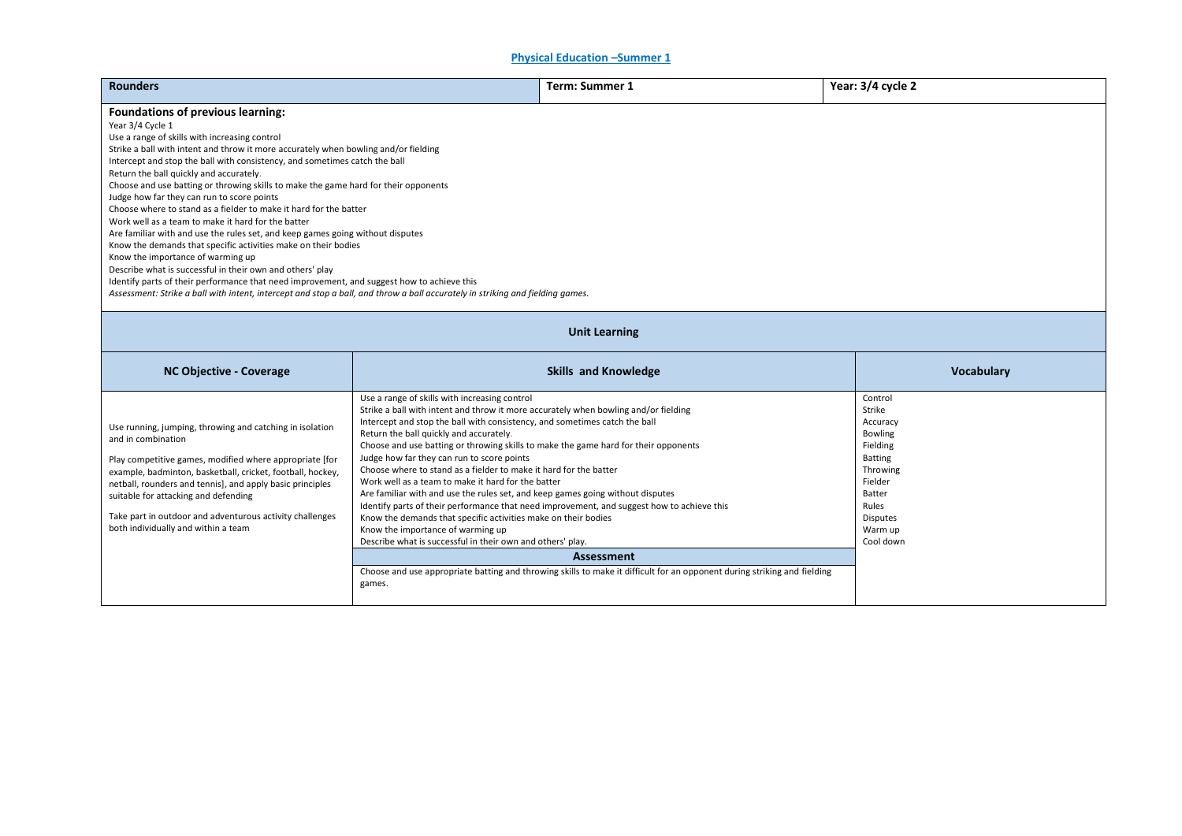# Physical Education –Summer 1

| Rounders | Term: Summer 1 | Year: 3/4 cycle 2 |
|---|---|---|

**Foundations of previous learning:**

Year 3/4 Cycle 1

Use a range of skills with increasing control
Strike a ball with intent and throw it more accurately when bowling and/or fielding
Intercept and stop the ball with consistency, and sometimes catch the ball
Return the ball quickly and accurately.
Choose and use batting or throwing skills to make the game hard for their opponents
Judge how far they can run to score points
Choose where to stand as a fielder to make it hard for the batter
Work well as a team to make it hard for the batter
Are familiar with and use the rules set, and keep games going without disputes
Know the demands that specific activities make on their bodies
Know the importance of warming up
Describe what is successful in their own and others' play
Identify parts of their performance that need improvement, and suggest how to achieve this

*Assessment: Strike a ball with intent, intercept and stop a ball, and throw a ball accurately in striking and fielding games.*

## Unit Learning

| NC Objective - Coverage | Skills and Knowledge | Vocabulary |
|---|---|---|
| Use running, jumping, throwing and catching in isolation and in combination<br><br>Play competitive games, modified where appropriate [for example, badminton, basketball, cricket, football, hockey, netball, rounders and tennis], and apply basic principles suitable for attacking and defending<br><br>Take part in outdoor and adventurous activity challenges both individually and within a team | Use a range of skills with increasing control<br>Strike a ball with intent and throw it more accurately when bowling and/or fielding<br>Intercept and stop the ball with consistency, and sometimes catch the ball<br>Return the ball quickly and accurately.<br>Choose and use batting or throwing skills to make the game hard for their opponents<br>Judge how far they can run to score points<br>Choose where to stand as a fielder to make it hard for the batter<br>Work well as a team to make it hard for the batter<br>Are familiar with and use the rules set, and keep games going without disputes<br>Identify parts of their performance that need improvement, and suggest how to achieve this<br>Know the demands that specific activities make on their bodies<br>Know the importance of warming up<br>Describe what is successful in their own and others' play.<br><br>**Assessment**<br><br>Choose and use appropriate batting and throwing skills to make it difficult for an opponent during striking and fielding games. | Control<br>Strike<br>Accuracy<br>Bowling<br>Fielding<br>Batting<br>Throwing<br>Fielder<br>Batter<br>Rules<br>Disputes<br>Warm up<br>Cool down |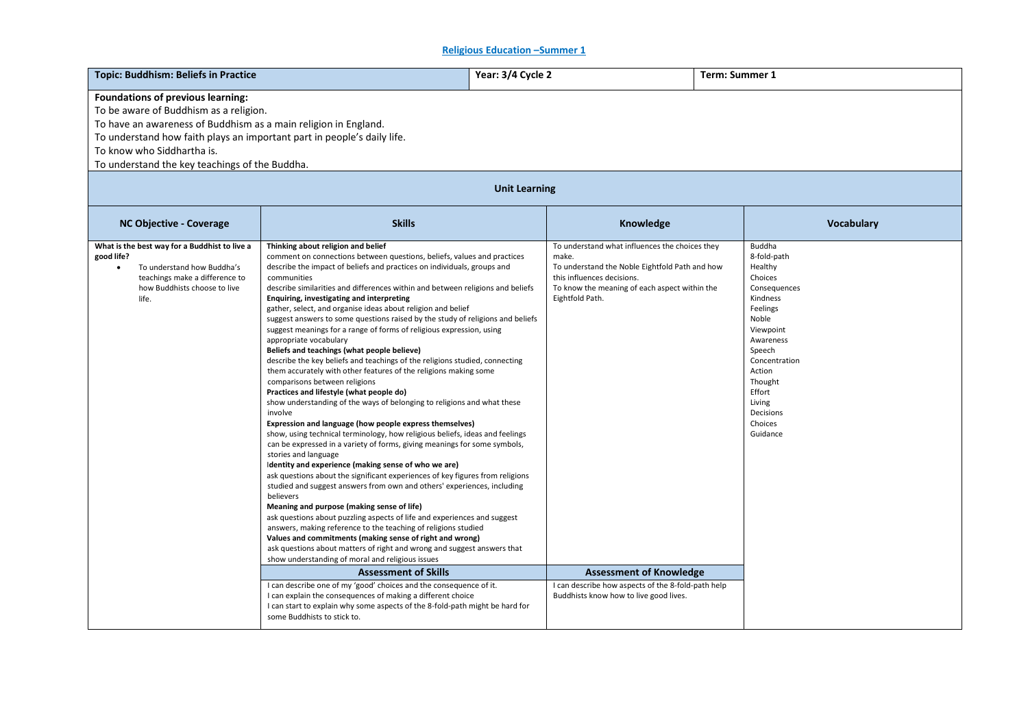# Religious Education –Summer 1

| Topic: Buddhism: Beliefs in Practice | Year: 3/4 Cycle 2 | Term: Summer 1 |
|---|---|---|

**Foundations of previous learning:**

To be aware of Buddhism as a religion.

To have an awareness of Buddhism as a main religion in England.

To understand how faith plays an important part in people's daily life.

To know who Siddhartha is.

To understand the key teachings of the Buddha.

## Unit Learning

| NC Objective - Coverage | Skills | Knowledge | Vocabulary |
|---|---|---|---|
| **What is the best way for a Buddhist to live a good life?**<br>• To understand how Buddha's teachings make a difference to how Buddhists choose to live life. | **Thinking about religion and belief**<br>comment on connections between questions, beliefs, values and practices<br>describe the impact of beliefs and practices on individuals, groups and communities<br>describe similarities and differences within and between religions and beliefs<br>**Enquiring, investigating and interpreting**<br>gather, select, and organise ideas about religion and belief<br>suggest answers to some questions raised by the study of religions and beliefs<br>suggest meanings for a range of forms of religious expression, using appropriate vocabulary<br>**Beliefs and teachings (what people believe)**<br>describe the key beliefs and teachings of the religions studied, connecting them accurately with other features of the religions making some comparisons between religions<br>**Practices and lifestyle (what people do)**<br>show understanding of the ways of belonging to religions and what these involve<br>**Expression and language (how people express themselves)**<br>show, using technical terminology, how religious beliefs, ideas and feelings can be expressed in a variety of forms, giving meanings for some symbols, stories and language<br>**Identity and experience (making sense of who we are)**<br>ask questions about the significant experiences of key figures from religions studied and suggest answers from own and others' experiences, including believers<br>**Meaning and purpose (making sense of life)**<br>ask questions about puzzling aspects of life and experiences and suggest answers, making reference to the teaching of religions studied<br>**Values and commitments (making sense of right and wrong)**<br>ask questions about matters of right and wrong and suggest answers that show understanding of moral and religious issues | To understand what influences the choices they make.<br>To understand the Noble Eightfold Path and how this influences decisions.<br>To know the meaning of each aspect within the Eightfold Path. | Buddha<br>8-fold-path<br>Healthy<br>Choices<br>Consequences<br>Kindness<br>Feelings<br>Noble<br>Viewpoint<br>Awareness<br>Speech<br>Concentration<br>Action<br>Thought<br>Effort<br>Living<br>Decisions<br>Choices<br>Guidance |
| | **Assessment of Skills** | **Assessment of Knowledge** | |
| | I can describe one of my 'good' choices and the consequence of it.<br>I can explain the consequences of making a different choice<br>I can start to explain why some aspects of the 8-fold-path might be hard for some Buddhists to stick to. | I can describe how aspects of the 8-fold-path help Buddhists know how to live good lives. | |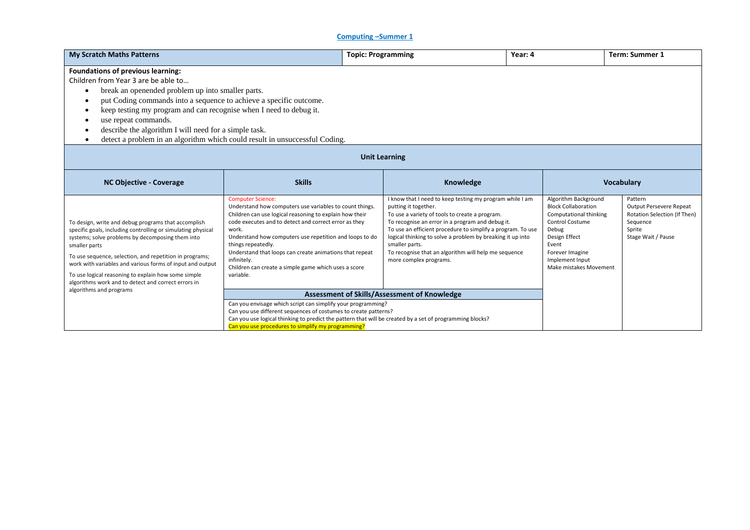## Computing –Summer 1

| My Scratch Maths Patterns | Topic: Programming | Year: 4 | Term: Summer 1 |
| --- | --- | --- | --- |

**Foundations of previous learning:**

Children from Year 3 are be able to…

- break an openended problem up into smaller parts.
- put Coding commands into a sequence to achieve a specific outcome.
- keep testing my program and can recognise when I need to debug it.
- use repeat commands.
- describe the algorithm I will need for a simple task.
- detect a problem in an algorithm which could result in unsuccessful Coding.

**Unit Learning**

| NC Objective - Coverage | Skills | Knowledge | Vocabulary | |
| --- | --- | --- | --- | --- |
| To design, write and debug programs that accomplish specific goals, including controlling or simulating physical systems; solve problems by decomposing them into smaller parts<br><br>To use sequence, selection, and repetition in programs; work with variables and various forms of input and output<br><br>To use logical reasoning to explain how some simple algorithms work and to detect and correct errors in algorithms and programs | Computer Science:<br>Understand how computers use variables to count things.<br>Children can use logical reasoning to explain how their code executes and to detect and correct error as they work.<br>Understand how computers use repetition and loops to do things repeatedly.<br>Understand that loops can create animations that repeat infinitely.<br>Children can create a simple game which uses a score variable. | I know that I need to keep testing my program while I am putting it together.<br>To use a variety of tools to create a program.<br>To recognise an error in a program and debug it.<br>To use an efficient procedure to simplify a program. To use logical thinking to solve a problem by breaking it up into smaller parts.<br>To recognise that an algorithm will help me sequence more complex programs. | Algorithm Background<br>Block Collaboration<br>Computational thinking<br>Control Costume<br>Debug<br>Design Effect<br>Event<br>Forever Imagine<br>Implement Input<br>Make mistakes Movement | Pattern<br>Output Persevere Repeat<br>Rotation Selection (If Then)<br>Sequence<br>Sprite<br>Stage Wait / Pause |
| | **Assessment of Skills/Assessment of Knowledge** | | | |
| | Can you envisage which script can simplify your programming?<br>Can you use different sequences of costumes to create patterns?<br>Can you use logical thinking to predict the pattern that will be created by a set of programming blocks?<br>Can you use procedures to simplify my programming? | | | |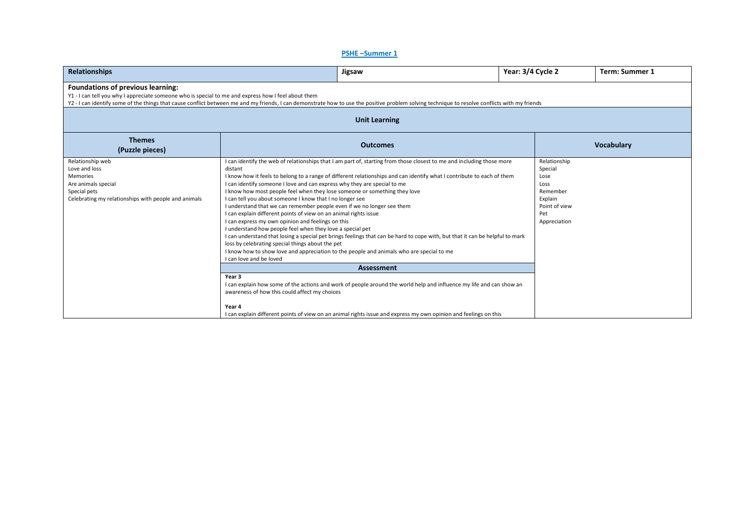# PSHE –Summer 1

| Relationships | Jigsaw | Year: 3/4 Cycle 2 | Term: Summer 1 |
|---|---|---|---|

**Foundations of previous learning:**

Y1 - I can tell you why I appreciate someone who is special to me and express how I feel about them

Y2 - I can identify some of the things that cause conflict between me and my friends, I can demonstrate how to use the positive problem solving technique to resolve conflicts with my friends

## Unit Learning

| Themes (Puzzle pieces) | Outcomes | Vocabulary |
|---|---|---|
| Relationship web<br>Love and loss<br>Memories<br>Are animals special<br>Special pets<br>Celebrating my relationships with people and animals | I can identify the web of relationships that I am part of, starting from those closest to me and including those more distant<br>I know how it feels to belong to a range of different relationships and can identify what I contribute to each of them<br>I can identify someone I love and can express why they are special to me<br>I know how most people feel when they lose someone or something they love<br>I can tell you about someone I know that I no longer see<br>I understand that we can remember people even if we no longer see them<br>I can explain different points of view on an animal rights issue<br>I can express my own opinion and feelings on this<br>I understand how people feel when they love a special pet<br>I can understand that losing a special pet brings feelings that can be hard to cope with, but that it can be helpful to mark loss by celebrating special things about the pet<br>I know how to show love and appreciation to the people and animals who are special to me<br>I can love and be loved | Relationship<br>Special<br>Lose<br>Loss<br>Remember<br>Explain<br>Point of view<br>Pet<br>Appreciation |
| | **Assessment** | |
| | **Year 3**<br>I can explain how some of the actions and work of people around the world help and influence my life and can show an awareness of how this could affect my choices<br><br>**Year 4**<br>I can explain different points of view on an animal rights issue and express my own opinion and feelings on this | |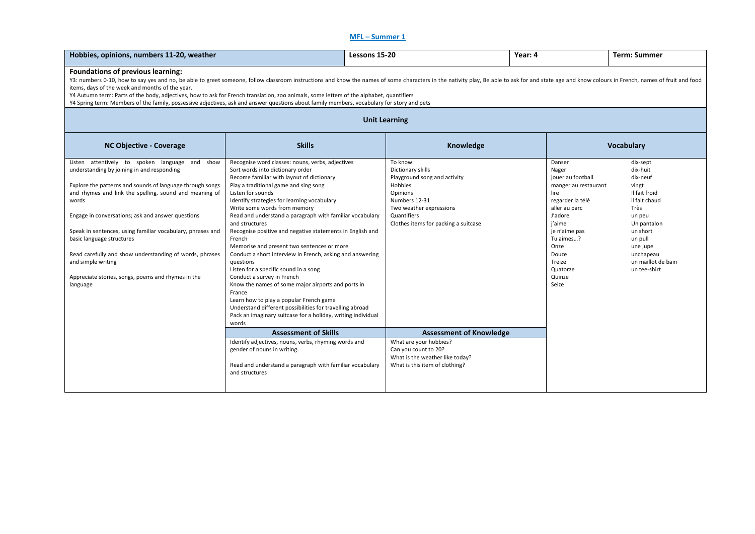# MFL – Summer 1

| Hobbies, opinions, numbers 11-20, weather | Lessons 15-20 | Year: 4 | Term: Summer |
|---|---|---|---|

**Foundations of previous learning:**

Y3: numbers 0-10, how to say yes and no, be able to greet someone, follow classroom instructions and know the names of some characters in the nativity play, Be able to ask for and state age and know colours in French, names of fruit and food items, days of the week and months of the year.

Y4 Autumn term: Parts of the body, adjectives, how to ask for French translation, zoo animals, some letters of the alphabet, quantifiers

Y4 Spring term: Members of the family, possessive adjectives, ask and answer questions about family members, vocabulary for story and pets

## Unit Learning

| NC Objective - Coverage | Skills | Knowledge | Vocabulary | |
|---|---|---|---|---|
| Listen attentively to spoken language and show understanding by joining in and responding<br><br>Explore the patterns and sounds of language through songs and rhymes and link the spelling, sound and meaning of words<br><br>Engage in conversations; ask and answer questions<br><br>Speak in sentences, using familiar vocabulary, phrases and basic language structures<br><br>Read carefully and show understanding of words, phrases and simple writing<br><br>Appreciate stories, songs, poems and rhymes in the language | Recognise word classes: nouns, verbs, adjectives<br>Sort words into dictionary order<br>Become familiar with layout of dictionary<br>Play a traditional game and sing song<br>Listen for sounds<br>Identify strategies for learning vocabulary<br>Write some words from memory<br>Read and understand a paragraph with familiar vocabulary and structures<br>Recognise positive and negative statements in English and French<br>Memorise and present two sentences or more<br>Conduct a short interview in French, asking and answering questions<br>Listen for a specific sound in a song<br>Conduct a survey in French<br>Know the names of some major airports and ports in France<br>Learn how to play a popular French game<br>Understand different possibilities for travelling abroad<br>Pack an imaginary suitcase for a holiday, writing individual words | To know:<br>Dictionary skills<br>Playground song and activity<br>Hobbies<br>Opinions<br>Numbers 12-31<br>Two weather expressions<br>Quantifiers<br>Clothes items for packing a suitcase | Danser<br>Nager<br>jouer au football<br>manger au restaurant<br>lire<br>regarder la télé<br>aller au parc<br>J'adore<br>j'aime<br>je n'aime pas<br>Tu aimes…?<br>Onze<br>Douze<br>Treize<br>Quatorze<br>Quinze<br>Seize | dix-sept<br>dix-huit<br>dix-neuf<br>vingt<br>Il fait froid<br>il fait chaud<br>Très<br>un peu<br>Un pantalon<br>un short<br>un pull<br>une jupe<br>unchapeau<br>un maillot de bain<br>un tee-shirt |
| | **Assessment of Skills** | **Assessment of Knowledge** | | |
| | Identify adjectives, nouns, verbs, rhyming words and gender of nouns in writing.<br><br>Read and understand a paragraph with familiar vocabulary and structures | What are your hobbies?<br>Can you count to 20?<br>What is the weather like today?<br>What is this item of clothing? | | |